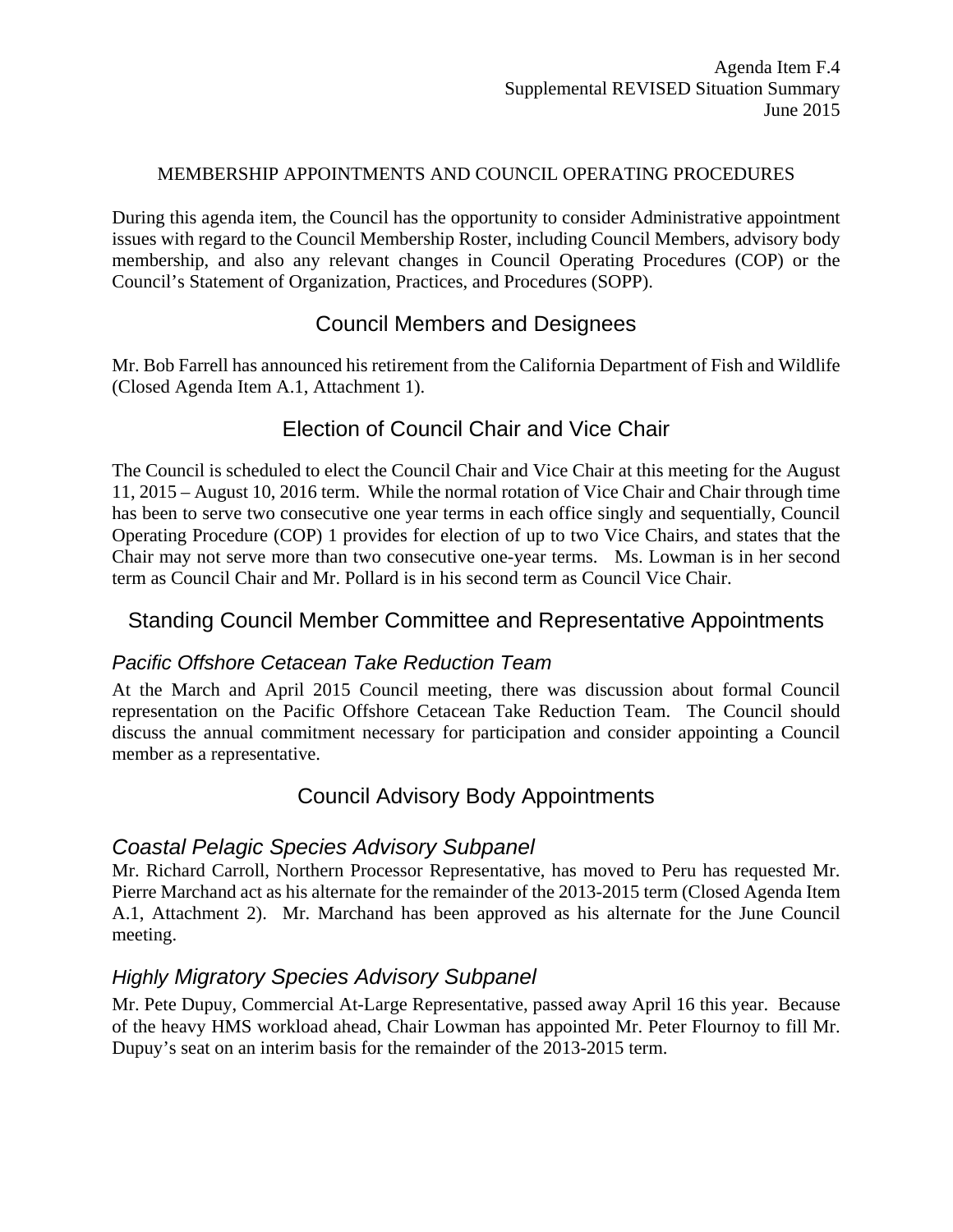Agenda Item F.4
Supplemental REVISED Situation Summary
June 2015

MEMBERSHIP APPOINTMENTS AND COUNCIL OPERATING PROCEDURES

During this agenda item, the Council has the opportunity to consider Administrative appointment issues with regard to the Council Membership Roster, including Council Members, advisory body membership, and also any relevant changes in Council Operating Procedures (COP) or the Council's Statement of Organization, Practices, and Procedures (SOPP).

## Council Members and Designees

Mr. Bob Farrell has announced his retirement from the California Department of Fish and Wildlife (Closed Agenda Item A.1, Attachment 1).

## Election of Council Chair and Vice Chair

The Council is scheduled to elect the Council Chair and Vice Chair at this meeting for the August 11, 2015 – August 10, 2016 term. While the normal rotation of Vice Chair and Chair through time has been to serve two consecutive one year terms in each office singly and sequentially, Council Operating Procedure (COP) 1 provides for election of up to two Vice Chairs, and states that the Chair may not serve more than two consecutive one-year terms. Ms. Lowman is in her second term as Council Chair and Mr. Pollard is in his second term as Council Vice Chair.

## Standing Council Member Committee and Representative Appointments

### *Pacific Offshore Cetacean Take Reduction Team*

At the March and April 2015 Council meeting, there was discussion about formal Council representation on the Pacific Offshore Cetacean Take Reduction Team. The Council should discuss the annual commitment necessary for participation and consider appointing a Council member as a representative.

## Council Advisory Body Appointments

### *Coastal Pelagic Species Advisory Subpanel*

Mr. Richard Carroll, Northern Processor Representative, has moved to Peru has requested Mr. Pierre Marchand act as his alternate for the remainder of the 2013-2015 term (Closed Agenda Item A.1, Attachment 2). Mr. Marchand has been approved as his alternate for the June Council meeting.

### *Highly Migratory Species Advisory Subpanel*

Mr. Pete Dupuy, Commercial At-Large Representative, passed away April 16 this year. Because of the heavy HMS workload ahead, Chair Lowman has appointed Mr. Peter Flournoy to fill Mr. Dupuy's seat on an interim basis for the remainder of the 2013-2015 term.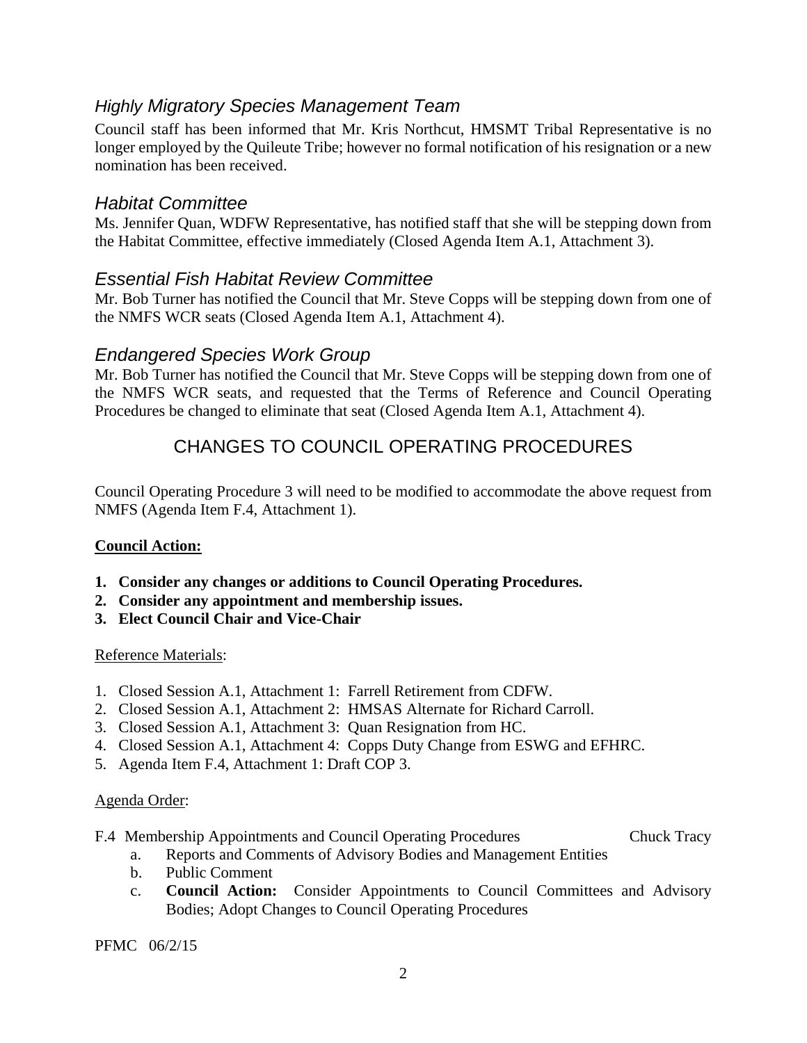### *Highly Migratory Species Management Team*

Council staff has been informed that Mr. Kris Northcut, HMSMT Tribal Representative is no longer employed by the Quileute Tribe; however no formal notification of his resignation or a new nomination has been received.

### *Habitat Committee*

Ms. Jennifer Quan, WDFW Representative, has notified staff that she will be stepping down from the Habitat Committee, effective immediately (Closed Agenda Item A.1, Attachment 3).

### *Essential Fish Habitat Review Committee*

Mr. Bob Turner has notified the Council that Mr. Steve Copps will be stepping down from one of the NMFS WCR seats (Closed Agenda Item A.1, Attachment 4).

### *Endangered Species Work Group*

Mr. Bob Turner has notified the Council that Mr. Steve Copps will be stepping down from one of the NMFS WCR seats, and requested that the Terms of Reference and Council Operating Procedures be changed to eliminate that seat (Closed Agenda Item A.1, Attachment 4).

## CHANGES TO COUNCIL OPERATING PROCEDURES

Council Operating Procedure 3 will need to be modified to accommodate the above request from NMFS (Agenda Item F.4, Attachment 1).

**Council Action:**

1. **Consider any changes or additions to Council Operating Procedures.**
2. **Consider any appointment and membership issues.**
3. **Elect Council Chair and Vice-Chair**

Reference Materials:

1. Closed Session A.1, Attachment 1: Farrell Retirement from CDFW.
2. Closed Session A.1, Attachment 2: HMSAS Alternate for Richard Carroll.
3. Closed Session A.1, Attachment 3: Quan Resignation from HC.
4. Closed Session A.1, Attachment 4: Copps Duty Change from ESWG and EFHRC.
5. Agenda Item F.4, Attachment 1: Draft COP 3.

Agenda Order:

F.4 Membership Appointments and Council Operating Procedures — Chuck Tracy

a. Reports and Comments of Advisory Bodies and Management Entities
b. Public Comment
c. **Council Action:** Consider Appointments to Council Committees and Advisory Bodies; Adopt Changes to Council Operating Procedures

PFMC 06/2/15